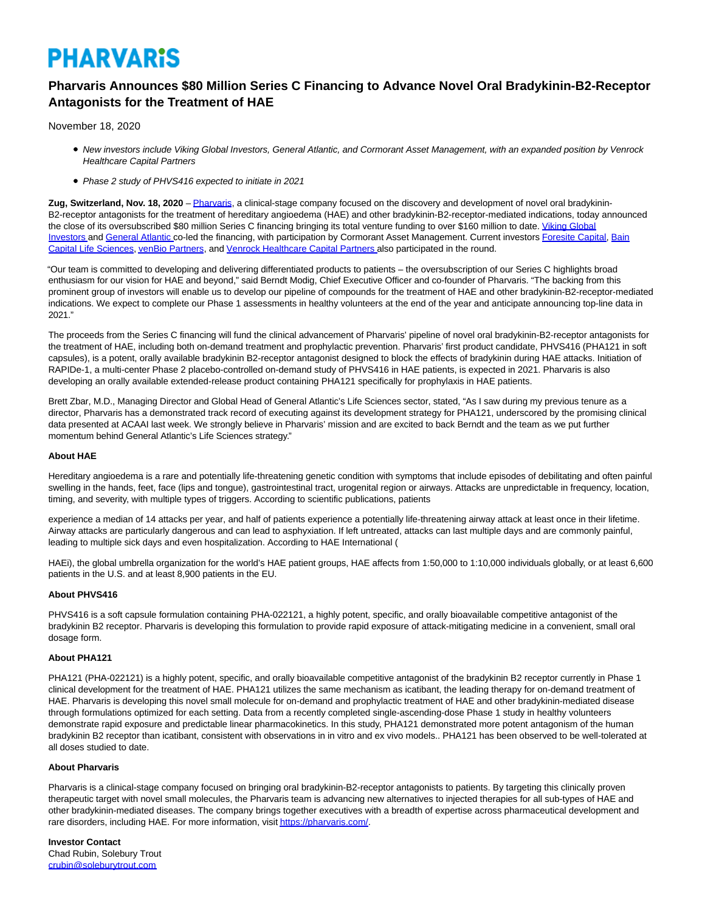# PHARVARiS

## Pharvaris Announces $80 Million Series C Financing to Advance Novel Oral Bradykinin-B2-Receptor Antagonists for the Treatment of HAE

November 18, 2020

- *New investors include Viking Global Investors, General Atlantic, and Cormorant Asset Management, with an expanded position by Venrock Healthcare Capital Partners*
- *Phase 2 study of PHVS416 expected to initiate in 2021*

**Zug, Switzerland, Nov. 18, 2020** – Pharvaris, a clinical-stage company focused on the discovery and development of novel oral bradykinin-B2-receptor antagonists for the treatment of hereditary angioedema (HAE) and other bradykinin-B2-receptor-mediated indications, today announced the close of its oversubscribed $80 million Series C financing bringing its total venture funding to over $160 million to date. Viking Global Investors and General Atlantic co-led the financing, with participation by Cormorant Asset Management. Current investors Foresite Capital, Bain Capital Life Sciences, venBio Partners, and Venrock Healthcare Capital Partners also participated in the round.

"Our team is committed to developing and delivering differentiated products to patients – the oversubscription of our Series C highlights broad enthusiasm for our vision for HAE and beyond," said Berndt Modig, Chief Executive Officer and co-founder of Pharvaris. "The backing from this prominent group of investors will enable us to develop our pipeline of compounds for the treatment of HAE and other bradykinin-B2-receptor-mediated indications. We expect to complete our Phase 1 assessments in healthy volunteers at the end of the year and anticipate announcing top-line data in 2021."

The proceeds from the Series C financing will fund the clinical advancement of Pharvaris' pipeline of novel oral bradykinin-B2-receptor antagonists for the treatment of HAE, including both on-demand treatment and prophylactic prevention. Pharvaris' first product candidate, PHVS416 (PHA121 in soft capsules), is a potent, orally available bradykinin B2-receptor antagonist designed to block the effects of bradykinin during HAE attacks. Initiation of RAPIDe-1, a multi-center Phase 2 placebo-controlled on-demand study of PHVS416 in HAE patients, is expected in 2021. Pharvaris is also developing an orally available extended-release product containing PHA121 specifically for prophylaxis in HAE patients.

Brett Zbar, M.D., Managing Director and Global Head of General Atlantic's Life Sciences sector, stated, "As I saw during my previous tenure as a director, Pharvaris has a demonstrated track record of executing against its development strategy for PHA121, underscored by the promising clinical data presented at ACAAI last week. We strongly believe in Pharvaris' mission and are excited to back Berndt and the team as we put further momentum behind General Atlantic's Life Sciences strategy."

### About HAE

Hereditary angioedema is a rare and potentially life-threatening genetic condition with symptoms that include episodes of debilitating and often painful swelling in the hands, feet, face (lips and tongue), gastrointestinal tract, urogenital region or airways. Attacks are unpredictable in frequency, location, timing, and severity, with multiple types of triggers. According to scientific publications, patients experience a median of 14 attacks per year, and half of patients experience a potentially life-threatening airway attack at least once in their lifetime. Airway attacks are particularly dangerous and can lead to asphyxiation. If left untreated, attacks can last multiple days and are commonly painful, leading to multiple sick days and even hospitalization. According to HAE International (HAEi), the global umbrella organization for the world's HAE patient groups, HAE affects from 1:50,000 to 1:10,000 individuals globally, or at least 6,600 patients in the U.S. and at least 8,900 patients in the EU.

### About PHVS416

PHVS416 is a soft capsule formulation containing PHA-022121, a highly potent, specific, and orally bioavailable competitive antagonist of the bradykinin B2 receptor. Pharvaris is developing this formulation to provide rapid exposure of attack-mitigating medicine in a convenient, small oral dosage form.

### About PHA121

PHA121 (PHA-022121) is a highly potent, specific, and orally bioavailable competitive antagonist of the bradykinin B2 receptor currently in Phase 1 clinical development for the treatment of HAE. PHA121 utilizes the same mechanism as icatibant, the leading therapy for on-demand treatment of HAE. Pharvaris is developing this novel small molecule for on-demand and prophylactic treatment of HAE and other bradykinin-mediated disease through formulations optimized for each setting. Data from a recently completed single-ascending-dose Phase 1 study in healthy volunteers demonstrate rapid exposure and predictable linear pharmacokinetics. In this study, PHA121 demonstrated more potent antagonism of the human bradykinin B2 receptor than icatibant, consistent with observations in in vitro and ex vivo models.. PHA121 has been observed to be well-tolerated at all doses studied to date.

### About Pharvaris

Pharvaris is a clinical-stage company focused on bringing oral bradykinin-B2-receptor antagonists to patients. By targeting this clinically proven therapeutic target with novel small molecules, the Pharvaris team is advancing new alternatives to injected therapies for all sub-types of HAE and other bradykinin-mediated diseases. The company brings together executives with a breadth of expertise across pharmaceutical development and rare disorders, including HAE. For more information, visit https://pharvaris.com/.

**Investor Contact**
Chad Rubin, Solebury Trout
crubin@soleburytrout.com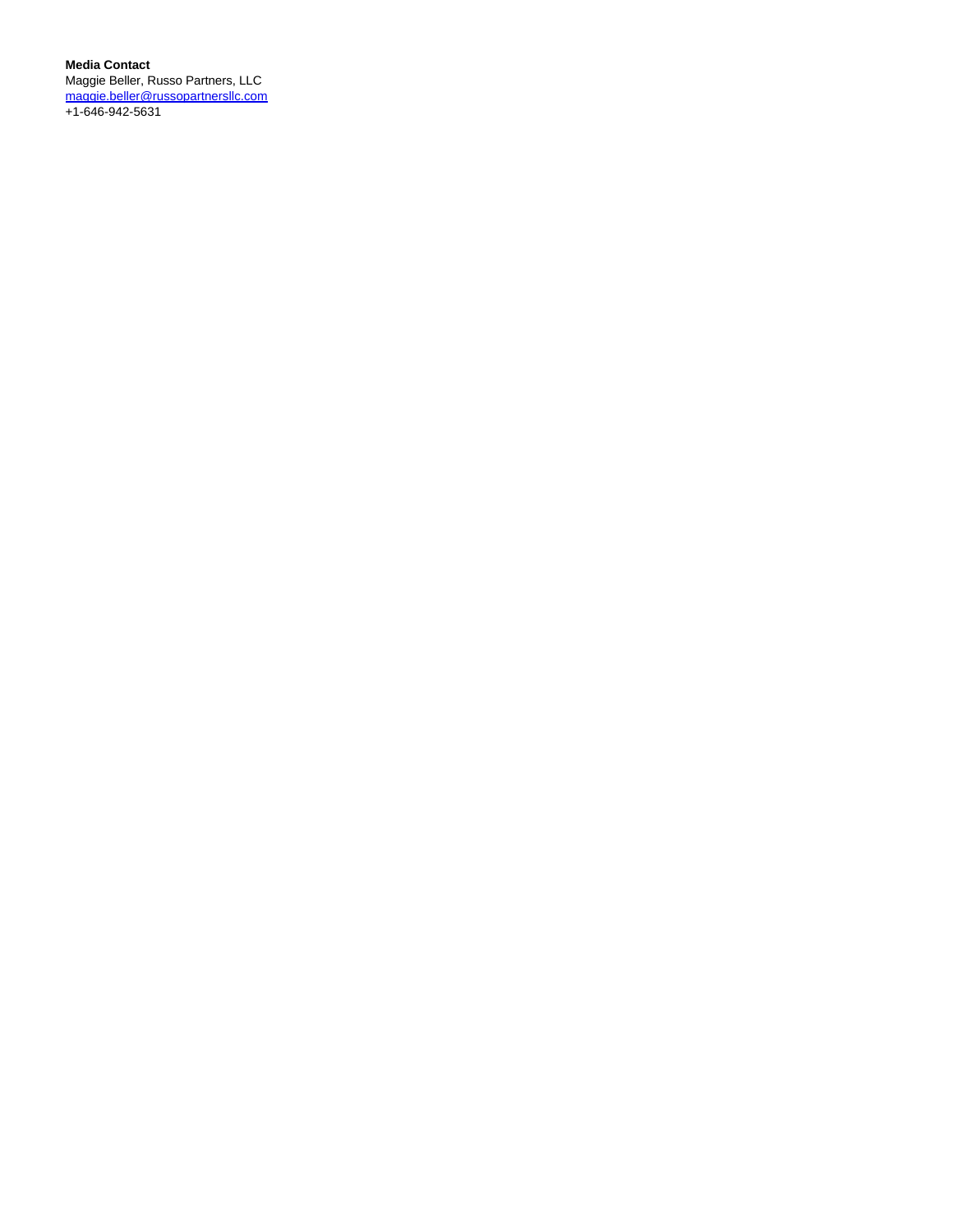**Media Contact**
Maggie Beller, Russo Partners, LLC
maggie.beller@russopartnersllc.com
+1-646-942-5631